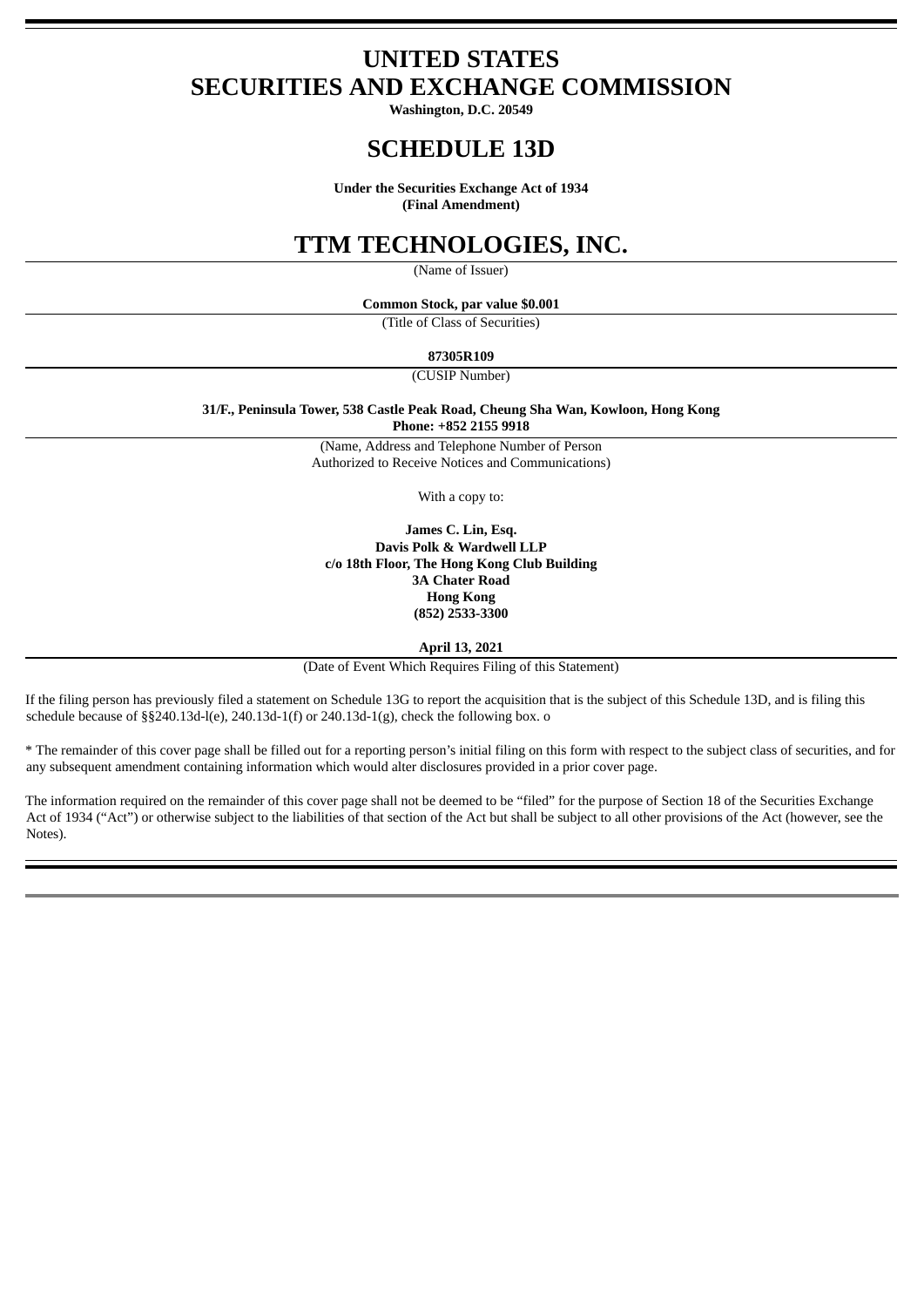# UNITED STATES
# SECURITIES AND EXCHANGE COMMISSION

**Washington, D.C. 20549**

# SCHEDULE 13D

**Under the Securities Exchange Act of 1934**
**(Final Amendment)**

# TTM TECHNOLOGIES, INC.

(Name of Issuer)

**Common Stock, par value $0.001**

(Title of Class of Securities)

**87305R109**

(CUSIP Number)

**31/F., Peninsula Tower, 538 Castle Peak Road, Cheung Sha Wan, Kowloon, Hong Kong**
**Phone: +852 2155 9918**

(Name, Address and Telephone Number of Person
Authorized to Receive Notices and Communications)

With a copy to:

**James C. Lin, Esq.**
**Davis Polk & Wardwell LLP**
**c/o 18th Floor, The Hong Kong Club Building**
**3A Chater Road**
**Hong Kong**
**(852) 2533-3300**

**April 13, 2021**

(Date of Event Which Requires Filing of this Statement)

If the filing person has previously filed a statement on Schedule 13G to report the acquisition that is the subject of this Schedule 13D, and is filing this schedule because of §§240.13d-l(e), 240.13d-1(f) or 240.13d-1(g), check the following box. o

* The remainder of this cover page shall be filled out for a reporting person's initial filing on this form with respect to the subject class of securities, and for any subsequent amendment containing information which would alter disclosures provided in a prior cover page.

The information required on the remainder of this cover page shall not be deemed to be "filed" for the purpose of Section 18 of the Securities Exchange Act of 1934 ("Act") or otherwise subject to the liabilities of that section of the Act but shall be subject to all other provisions of the Act (however, see the Notes).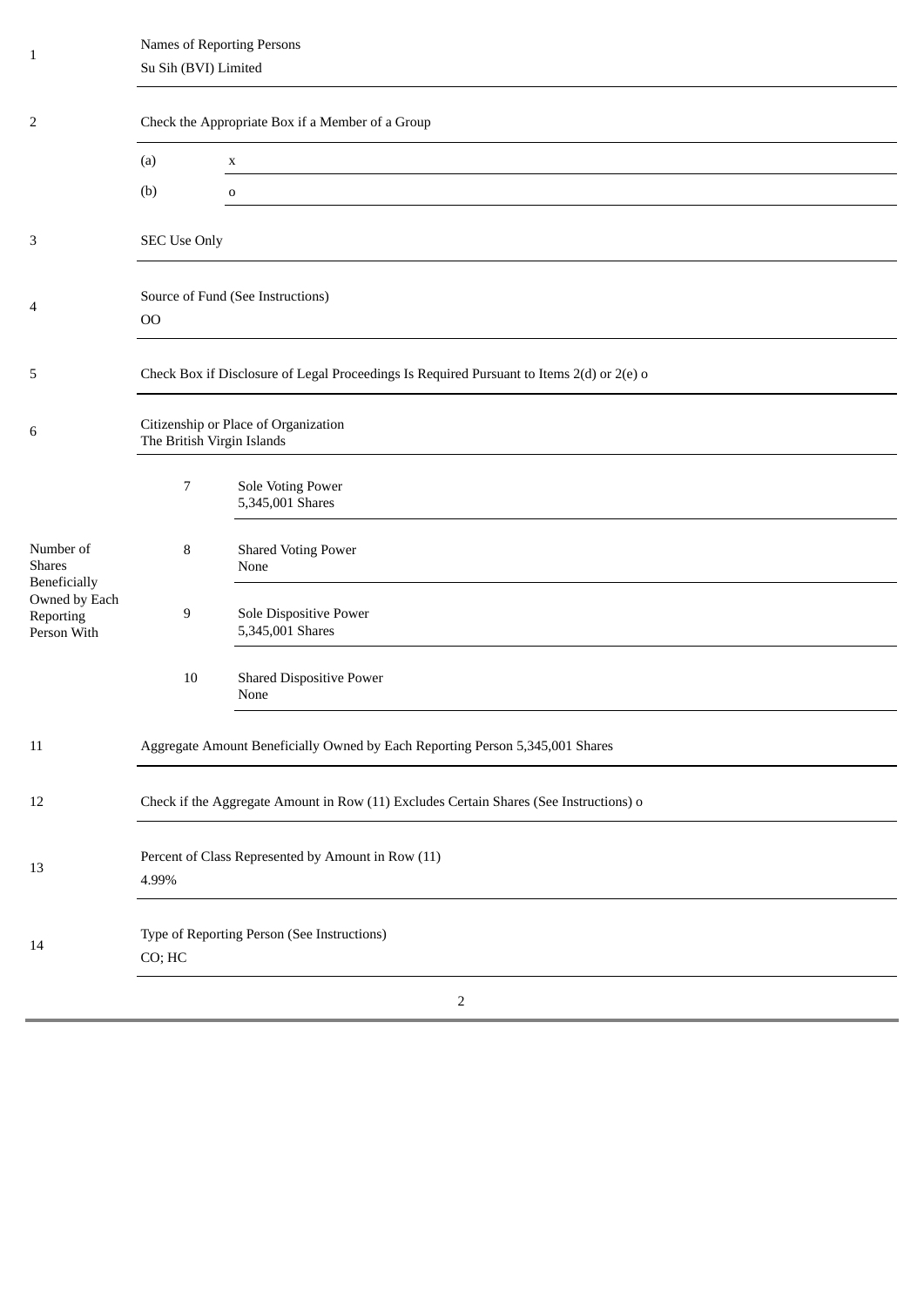| | | | |
|---|---|---|---|
| 1 | Names of Reporting Persons<br>Su Sih (BVI) Limited | | |
| 2 | Check the Appropriate Box if a Member of a Group | | |
| | (a) | x | |
| | (b) | o | |
| 3 | SEC Use Only | | |
| 4 | Source of Fund (See Instructions)<br>OO | | |
| 5 | Check Box if Disclosure of Legal Proceedings Is Required Pursuant to Items 2(d) or 2(e) o | | |
| 6 | Citizenship or Place of Organization<br>The British Virgin Islands | | |
| Number of Shares Beneficially Owned by Each Reporting Person With | 7 | Sole Voting Power<br>5,345,001 Shares | |
| | 8 | Shared Voting Power<br>None | |
| | 9 | Sole Dispositive Power<br>5,345,001 Shares | |
| | 10 | Shared Dispositive Power<br>None | |
| 11 | Aggregate Amount Beneficially Owned by Each Reporting Person 5,345,001 Shares | | |
| 12 | Check if the Aggregate Amount in Row (11) Excludes Certain Shares (See Instructions) o | | |
| 13 | Percent of Class Represented by Amount in Row (11)<br>4.99% | | |
| 14 | Type of Reporting Person (See Instructions)<br>CO; HC | | |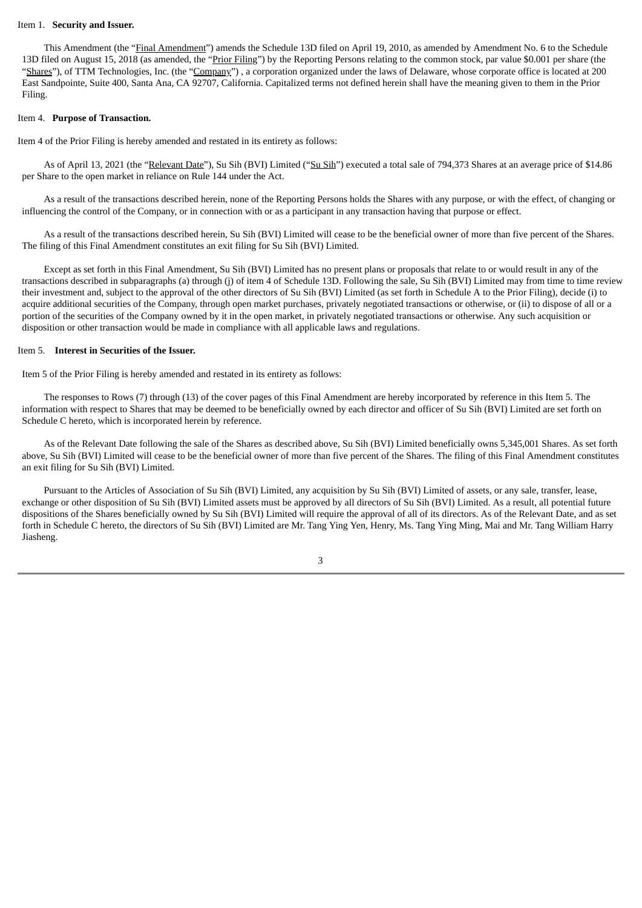Item 1. **Security and Issuer.**

This Amendment (the "Final Amendment") amends the Schedule 13D filed on April 19, 2010, as amended by Amendment No. 6 to the Schedule 13D filed on August 15, 2018 (as amended, the "Prior Filing") by the Reporting Persons relating to the common stock, par value $0.001 per share (the "Shares"), of TTM Technologies, Inc. (the "Company") , a corporation organized under the laws of Delaware, whose corporate office is located at 200 East Sandpointe, Suite 400, Santa Ana, CA 92707, California. Capitalized terms not defined herein shall have the meaning given to them in the Prior Filing.

Item 4. **Purpose of Transaction.**

Item 4 of the Prior Filing is hereby amended and restated in its entirety as follows:

As of April 13, 2021 (the "Relevant Date"), Su Sih (BVI) Limited ("Su Sih") executed a total sale of 794,373 Shares at an average price of $14.86 per Share to the open market in reliance on Rule 144 under the Act.

As a result of the transactions described herein, none of the Reporting Persons holds the Shares with any purpose, or with the effect, of changing or influencing the control of the Company, or in connection with or as a participant in any transaction having that purpose or effect.

As a result of the transactions described herein, Su Sih (BVI) Limited will cease to be the beneficial owner of more than five percent of the Shares. The filing of this Final Amendment constitutes an exit filing for Su Sih (BVI) Limited.

Except as set forth in this Final Amendment, Su Sih (BVI) Limited has no present plans or proposals that relate to or would result in any of the transactions described in subparagraphs (a) through (j) of item 4 of Schedule 13D. Following the sale, Su Sih (BVI) Limited may from time to time review their investment and, subject to the approval of the other directors of Su Sih (BVI) Limited (as set forth in Schedule A to the Prior Filing), decide (i) to acquire additional securities of the Company, through open market purchases, privately negotiated transactions or otherwise, or (ii) to dispose of all or a portion of the securities of the Company owned by it in the open market, in privately negotiated transactions or otherwise. Any such acquisition or disposition or other transaction would be made in compliance with all applicable laws and regulations.

Item 5. **Interest in Securities of the Issuer.**

Item 5 of the Prior Filing is hereby amended and restated in its entirety as follows:

The responses to Rows (7) through (13) of the cover pages of this Final Amendment are hereby incorporated by reference in this Item 5. The information with respect to Shares that may be deemed to be beneficially owned by each director and officer of Su Sih (BVI) Limited are set forth on Schedule C hereto, which is incorporated herein by reference.

As of the Relevant Date following the sale of the Shares as described above, Su Sih (BVI) Limited beneficially owns 5,345,001 Shares. As set forth above, Su Sih (BVI) Limited will cease to be the beneficial owner of more than five percent of the Shares. The filing of this Final Amendment constitutes an exit filing for Su Sih (BVI) Limited.

Pursuant to the Articles of Association of Su Sih (BVI) Limited, any acquisition by Su Sih (BVI) Limited of assets, or any sale, transfer, lease, exchange or other disposition of Su Sih (BVI) Limited assets must be approved by all directors of Su Sih (BVI) Limited. As a result, all potential future dispositions of the Shares beneficially owned by Su Sih (BVI) Limited will require the approval of all of its directors. As of the Relevant Date, and as set forth in Schedule C hereto, the directors of Su Sih (BVI) Limited are Mr. Tang Ying Yen, Henry, Ms. Tang Ying Ming, Mai and Mr. Tang William Harry Jiasheng.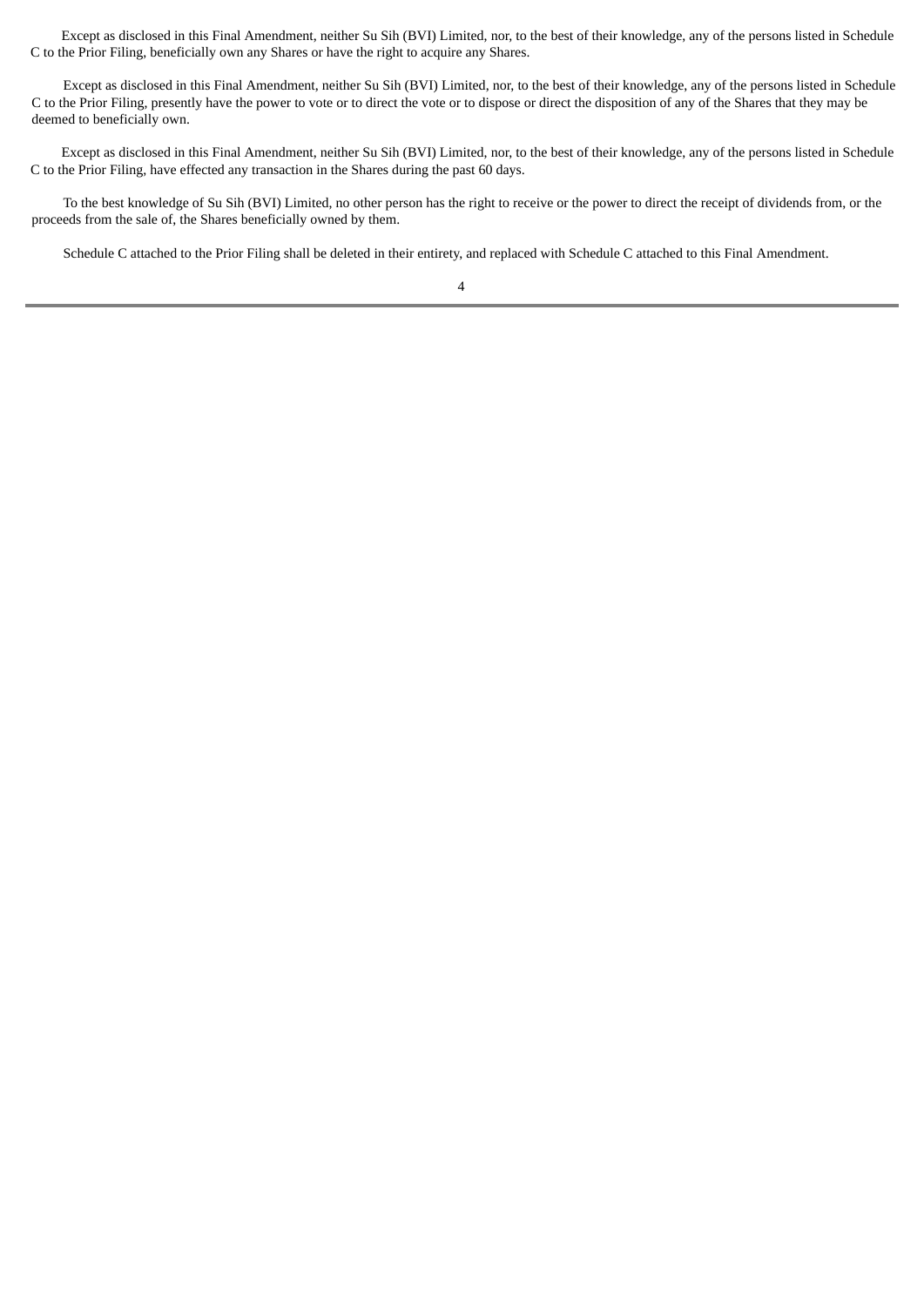Except as disclosed in this Final Amendment, neither Su Sih (BVI) Limited, nor, to the best of their knowledge, any of the persons listed in Schedule C to the Prior Filing, beneficially own any Shares or have the right to acquire any Shares.

Except as disclosed in this Final Amendment, neither Su Sih (BVI) Limited, nor, to the best of their knowledge, any of the persons listed in Schedule C to the Prior Filing, presently have the power to vote or to direct the vote or to dispose or direct the disposition of any of the Shares that they may be deemed to beneficially own.

Except as disclosed in this Final Amendment, neither Su Sih (BVI) Limited, nor, to the best of their knowledge, any of the persons listed in Schedule C to the Prior Filing, have effected any transaction in the Shares during the past 60 days.

To the best knowledge of Su Sih (BVI) Limited, no other person has the right to receive or the power to direct the receipt of dividends from, or the proceeds from the sale of, the Shares beneficially owned by them.

Schedule C attached to the Prior Filing shall be deleted in their entirety, and replaced with Schedule C attached to this Final Amendment.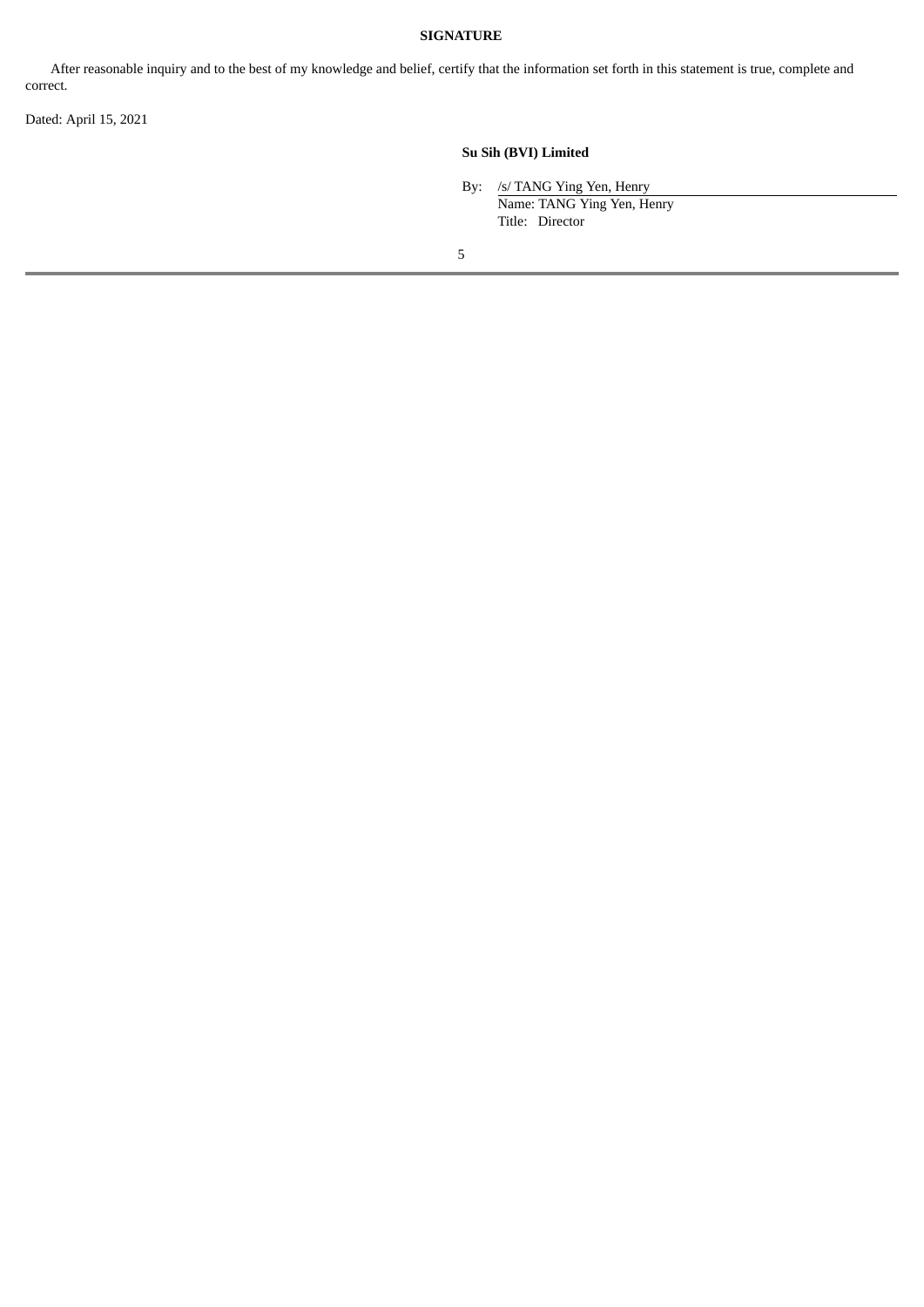**SIGNATURE**

After reasonable inquiry and to the best of my knowledge and belief, certify that the information set forth in this statement is true, complete and correct.

Dated: April 15, 2021

**Su Sih (BVI) Limited**

By: /s/ TANG Ying Yen, Henry
Name: TANG Ying Yen, Henry
Title: Director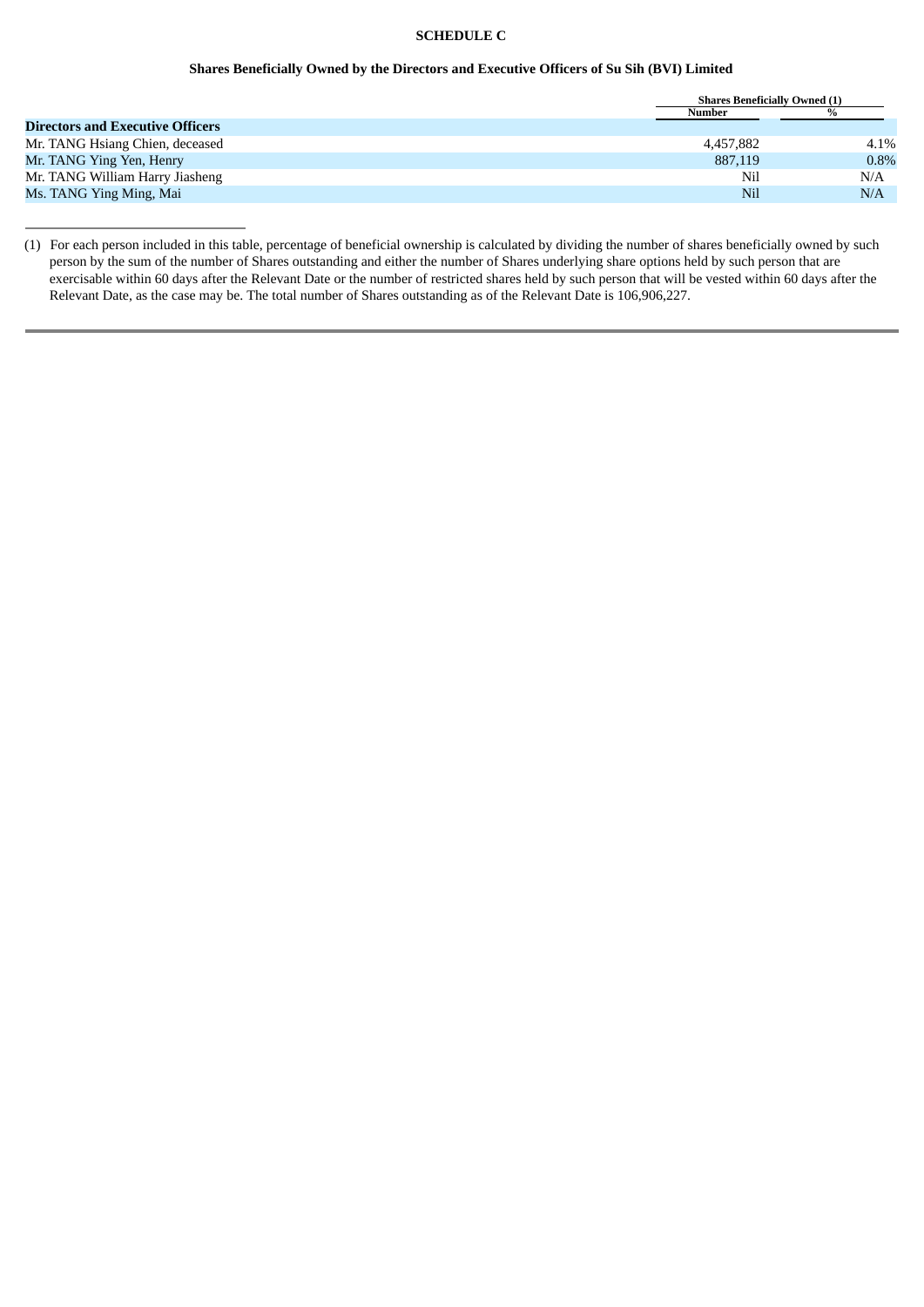**SCHEDULE C**

**Shares Beneficially Owned by the Directors and Executive Officers of Su Sih (BVI) Limited**

| | Shares Beneficially Owned (1) | |
|---|---|---|
| | **Number** | **%** |
| **Directors and Executive Officers** | | |
| Mr. TANG Hsiang Chien, deceased | 4,457,882 | 4.1% |
| Mr. TANG Ying Yen, Henry | 887,119 | 0.8% |
| Mr. TANG William Harry Jiasheng | Nil | N/A |
| Ms. TANG Ying Ming, Mai | Nil | N/A |

(1) For each person included in this table, percentage of beneficial ownership is calculated by dividing the number of shares beneficially owned by such person by the sum of the number of Shares outstanding and either the number of Shares underlying share options held by such person that are exercisable within 60 days after the Relevant Date or the number of restricted shares held by such person that will be vested within 60 days after the Relevant Date, as the case may be. The total number of Shares outstanding as of the Relevant Date is 106,906,227.